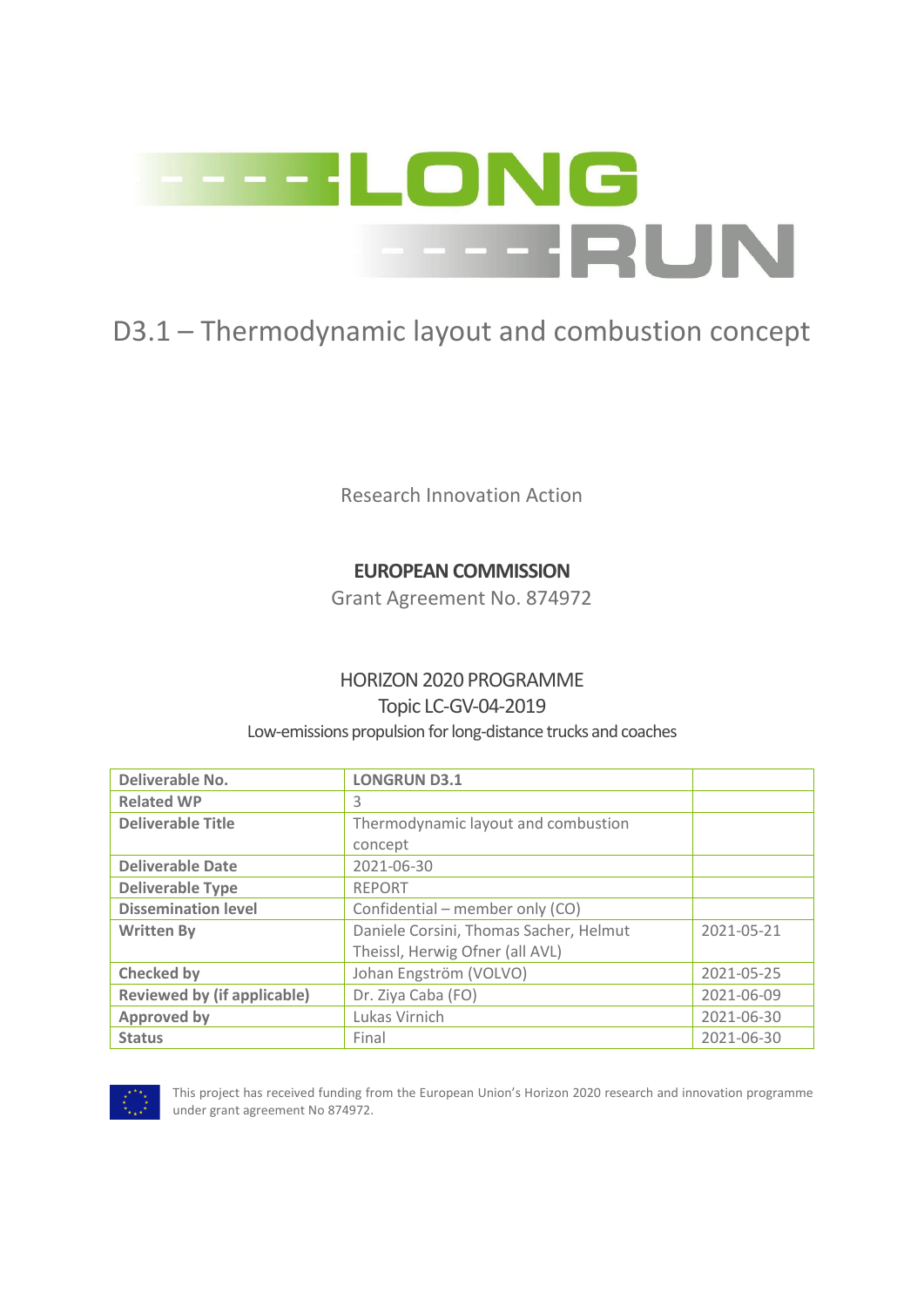# LONG RUN

## D3.1 – Thermodynamic layout and combustion concept

Research Innovation Action

**EUROPEAN COMMISSION**

Grant Agreement No. 874972

HORIZON 2020 PROGRAMME

Topic LC-GV-04-2019

Low-emissions propulsion for long-distance trucks and coaches

| | | |
|---|---|---|
| **Deliverable No.** | **LONGRUN D3.1** | |
| **Related WP** | 3 | |
| **Deliverable Title** | Thermodynamic layout and combustion concept | |
| **Deliverable Date** | 2021-06-30 | |
| **Deliverable Type** | REPORT | |
| **Dissemination level** | Confidential – member only (CO) | |
| **Written By** | Daniele Corsini, Thomas Sacher, Helmut Theissl, Herwig Ofner (all AVL) | 2021-05-21 |
| **Checked by** | Johan Engström (VOLVO) | 2021-05-25 |
| **Reviewed by (if applicable)** | Dr. Ziya Caba (FO) | 2021-06-09 |
| **Approved by** | Lukas Virnich | 2021-06-30 |
| **Status** | Final | 2021-06-30 |

This project has received funding from the European Union's Horizon 2020 research and innovation programme under grant agreement No 874972.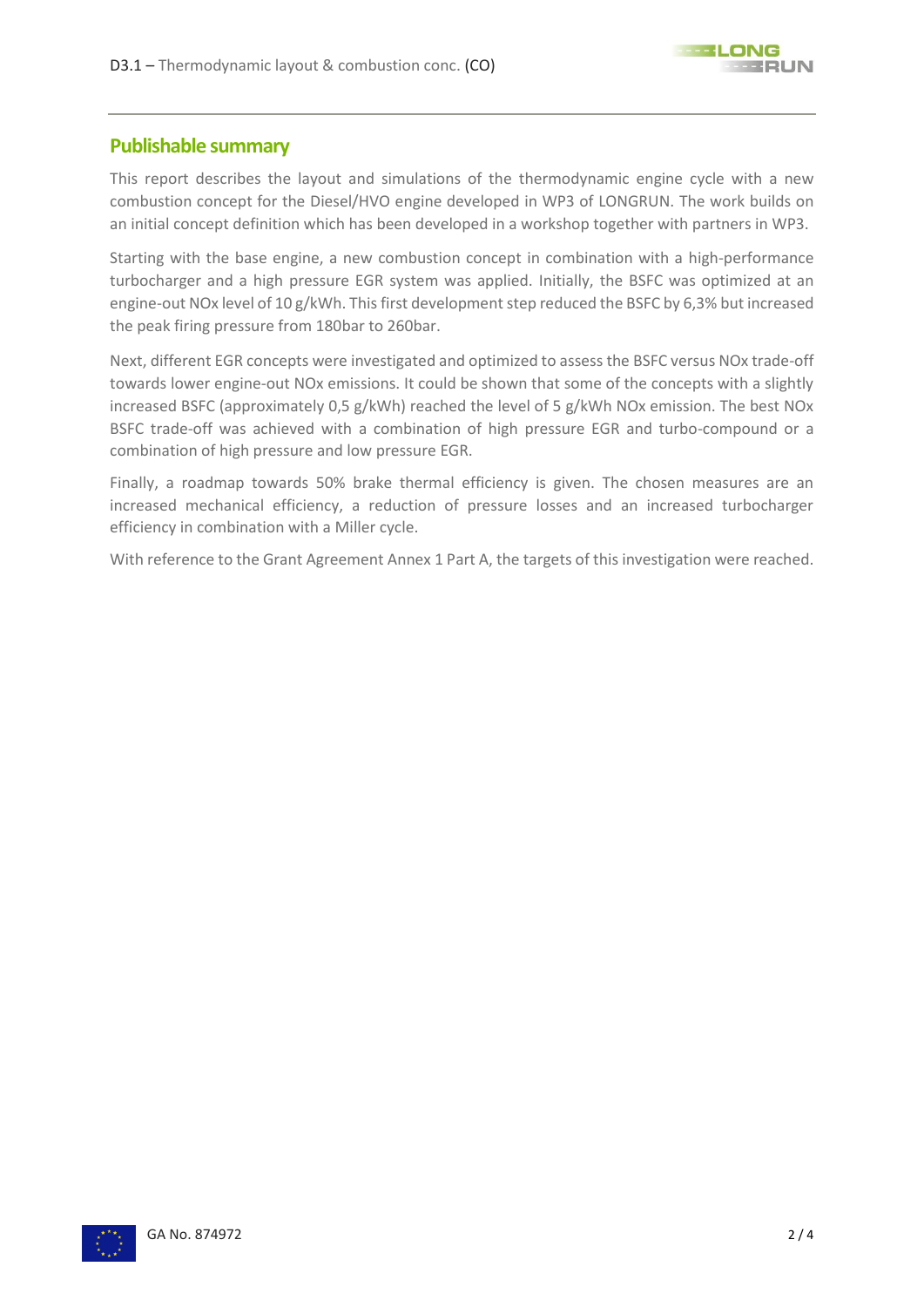## Publishable summary

This report describes the layout and simulations of the thermodynamic engine cycle with a new combustion concept for the Diesel/HVO engine developed in WP3 of LONGRUN. The work builds on an initial concept definition which has been developed in a workshop together with partners in WP3.

Starting with the base engine, a new combustion concept in combination with a high-performance turbocharger and a high pressure EGR system was applied. Initially, the BSFC was optimized at an engine-out NOx level of 10 g/kWh. This first development step reduced the BSFC by 6,3% but increased the peak firing pressure from 180bar to 260bar.

Next, different EGR concepts were investigated and optimized to assess the BSFC versus NOx trade-off towards lower engine-out NOx emissions. It could be shown that some of the concepts with a slightly increased BSFC (approximately 0,5 g/kWh) reached the level of 5 g/kWh NOx emission. The best NOx BSFC trade-off was achieved with a combination of high pressure EGR and turbo-compound or a combination of high pressure and low pressure EGR.

Finally, a roadmap towards 50% brake thermal efficiency is given. The chosen measures are an increased mechanical efficiency, a reduction of pressure losses and an increased turbocharger efficiency in combination with a Miller cycle.

With reference to the Grant Agreement Annex 1 Part A, the targets of this investigation were reached.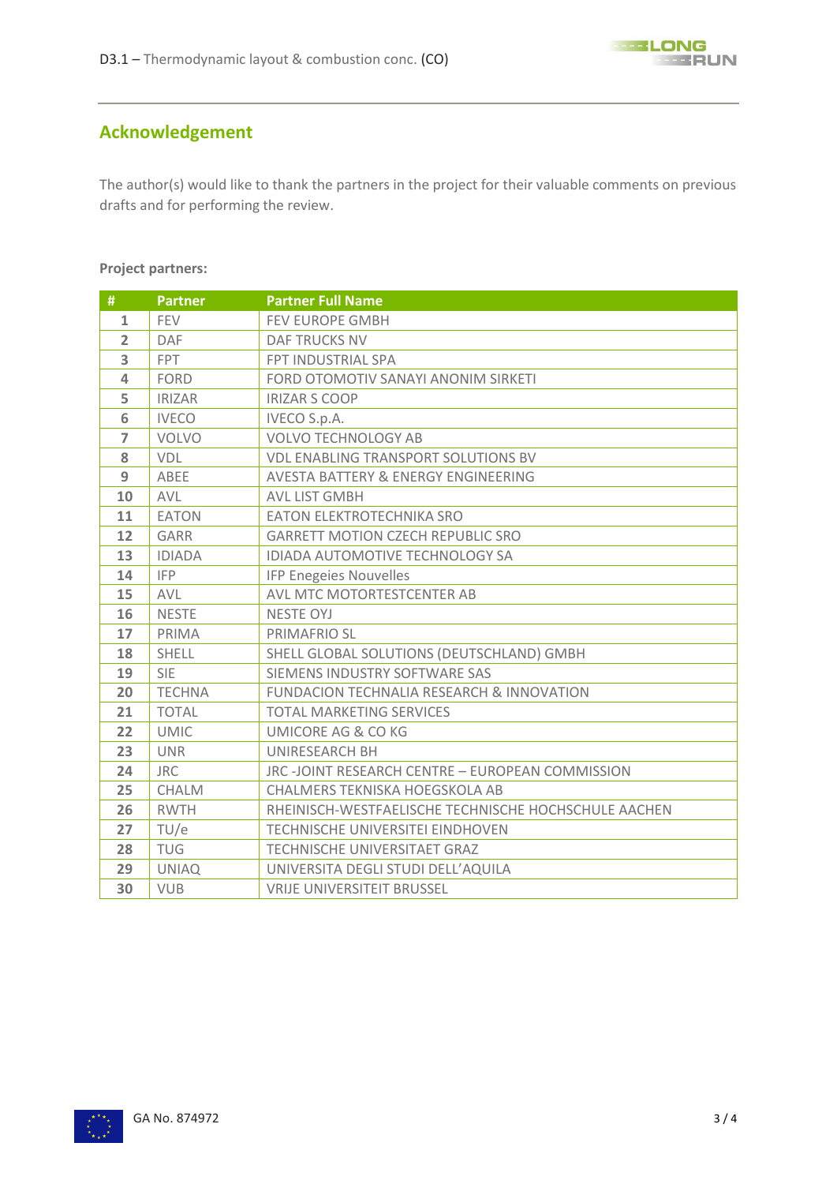## Acknowledgement

The author(s) would like to thank the partners in the project for their valuable comments on previous drafts and for performing the review.

**Project partners:**

| # | Partner | Partner Full Name |
|---|---|---|
| 1 | FEV | FEV EUROPE GMBH |
| 2 | DAF | DAF TRUCKS NV |
| 3 | FPT | FPT INDUSTRIAL SPA |
| 4 | FORD | FORD OTOMOTIV SANAYI ANONIM SIRKETI |
| 5 | IRIZAR | IRIZAR S COOP |
| 6 | IVECO | IVECO S.p.A. |
| 7 | VOLVO | VOLVO TECHNOLOGY AB |
| 8 | VDL | VDL ENABLING TRANSPORT SOLUTIONS BV |
| 9 | ABEE | AVESTA BATTERY & ENERGY ENGINEERING |
| 10 | AVL | AVL LIST GMBH |
| 11 | EATON | EATON ELEKTROTECHNIKA SRO |
| 12 | GARR | GARRETT MOTION CZECH REPUBLIC SRO |
| 13 | IDIADA | IDIADA AUTOMOTIVE TECHNOLOGY SA |
| 14 | IFP | IFP Enegeies Nouvelles |
| 15 | AVL | AVL MTC MOTORTESTCENTER AB |
| 16 | NESTE | NESTE OYJ |
| 17 | PRIMA | PRIMAFRIO SL |
| 18 | SHELL | SHELL GLOBAL SOLUTIONS (DEUTSCHLAND) GMBH |
| 19 | SIE | SIEMENS INDUSTRY SOFTWARE SAS |
| 20 | TECHNA | FUNDACION TECHNALIA RESEARCH & INNOVATION |
| 21 | TOTAL | TOTAL MARKETING SERVICES |
| 22 | UMIC | UMICORE AG & CO KG |
| 23 | UNR | UNIRESEARCH BH |
| 24 | JRC | JRC -JOINT RESEARCH CENTRE – EUROPEAN COMMISSION |
| 25 | CHALM | CHALMERS TEKNISKA HOEGSKOLA AB |
| 26 | RWTH | RHEINISCH-WESTFAELISCHE TECHNISCHE HOCHSCHULE AACHEN |
| 27 | TU/e | TECHNISCHE UNIVERSITEI EINDHOVEN |
| 28 | TUG | TECHNISCHE UNIVERSITAET GRAZ |
| 29 | UNIAQ | UNIVERSITA DEGLI STUDI DELL'AQUILA |
| 30 | VUB | VRIJE UNIVERSITEIT BRUSSEL |

GA No. 874972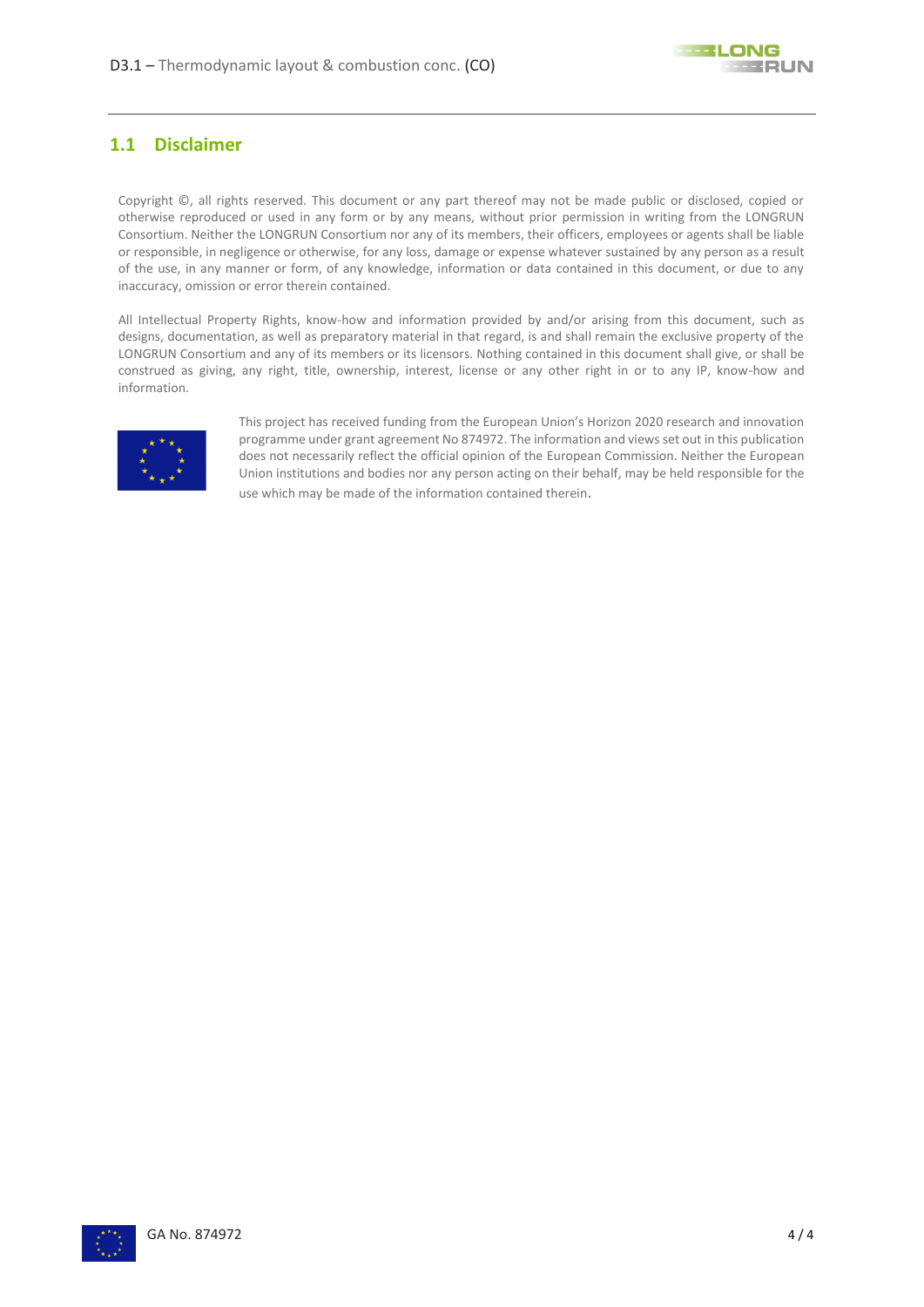## 1.1 Disclaimer

Copyright ©, all rights reserved. This document or any part thereof may not be made public or disclosed, copied or otherwise reproduced or used in any form or by any means, without prior permission in writing from the LONGRUN Consortium. Neither the LONGRUN Consortium nor any of its members, their officers, employees or agents shall be liable or responsible, in negligence or otherwise, for any loss, damage or expense whatever sustained by any person as a result of the use, in any manner or form, of any knowledge, information or data contained in this document, or due to any inaccuracy, omission or error therein contained.

All Intellectual Property Rights, know-how and information provided by and/or arising from this document, such as designs, documentation, as well as preparatory material in that regard, is and shall remain the exclusive property of the LONGRUN Consortium and any of its members or its licensors. Nothing contained in this document shall give, or shall be construed as giving, any right, title, ownership, interest, license or any other right in or to any IP, know-how and information.

This project has received funding from the European Union's Horizon 2020 research and innovation programme under grant agreement No 874972. The information and views set out in this publication does not necessarily reflect the official opinion of the European Commission. Neither the European Union institutions and bodies nor any person acting on their behalf, may be held responsible for the use which may be made of the information contained therein.